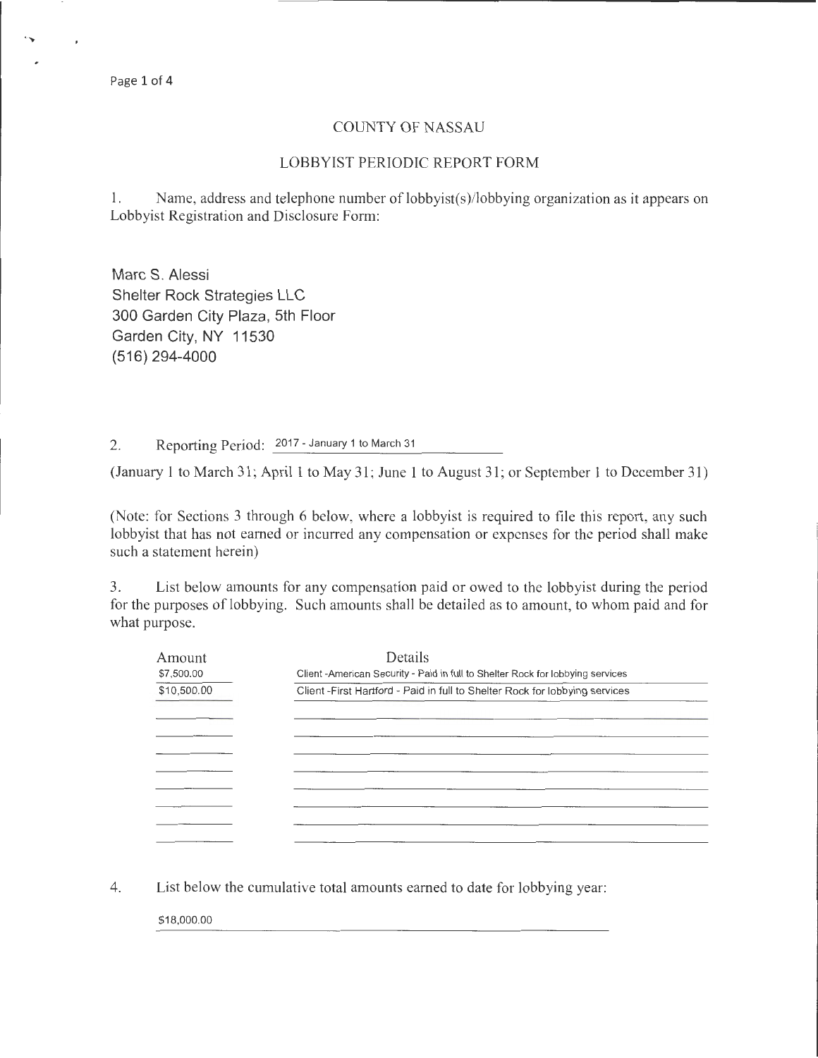# COUNTY OF NASSAU

## LOBBYIST PERIODIC REPORT FORM

1. Name, address and telephone number of lobbyist(s)/lobbying organization as it appears on Lobbyist Registration and Disclosure Form:

Marc S. Alessi
Shelter Rock Strategies LLC
300 Garden City Plaza, 5th Floor
Garden City, NY 11530
(516) 294-4000

2. Reporting Period: 2017 - January 1 to March 31

(January 1 to March 31; April 1 to May 31; June 1 to August 31; or September 1 to December 31)

(Note: for Sections 3 through 6 below, where a lobbyist is required to file this report, any such lobbyist that has not earned or incurred any compensation or expenses for the period shall make such a statement herein)

3. List below amounts for any compensation paid or owed to the lobbyist during the period for the purposes of lobbying. Such amounts shall be detailed as to amount, to whom paid and for what purpose.

| Amount | Details |
|---|---|
| $7,500.00 | Client -American Security - Paid in full to Shelter Rock for lobbying services |
| $10,500.00 | Client -First Hartford - Paid in full to Shelter Rock for lobbying services |

4. List below the cumulative total amounts earned to date for lobbying year:

$18,000.00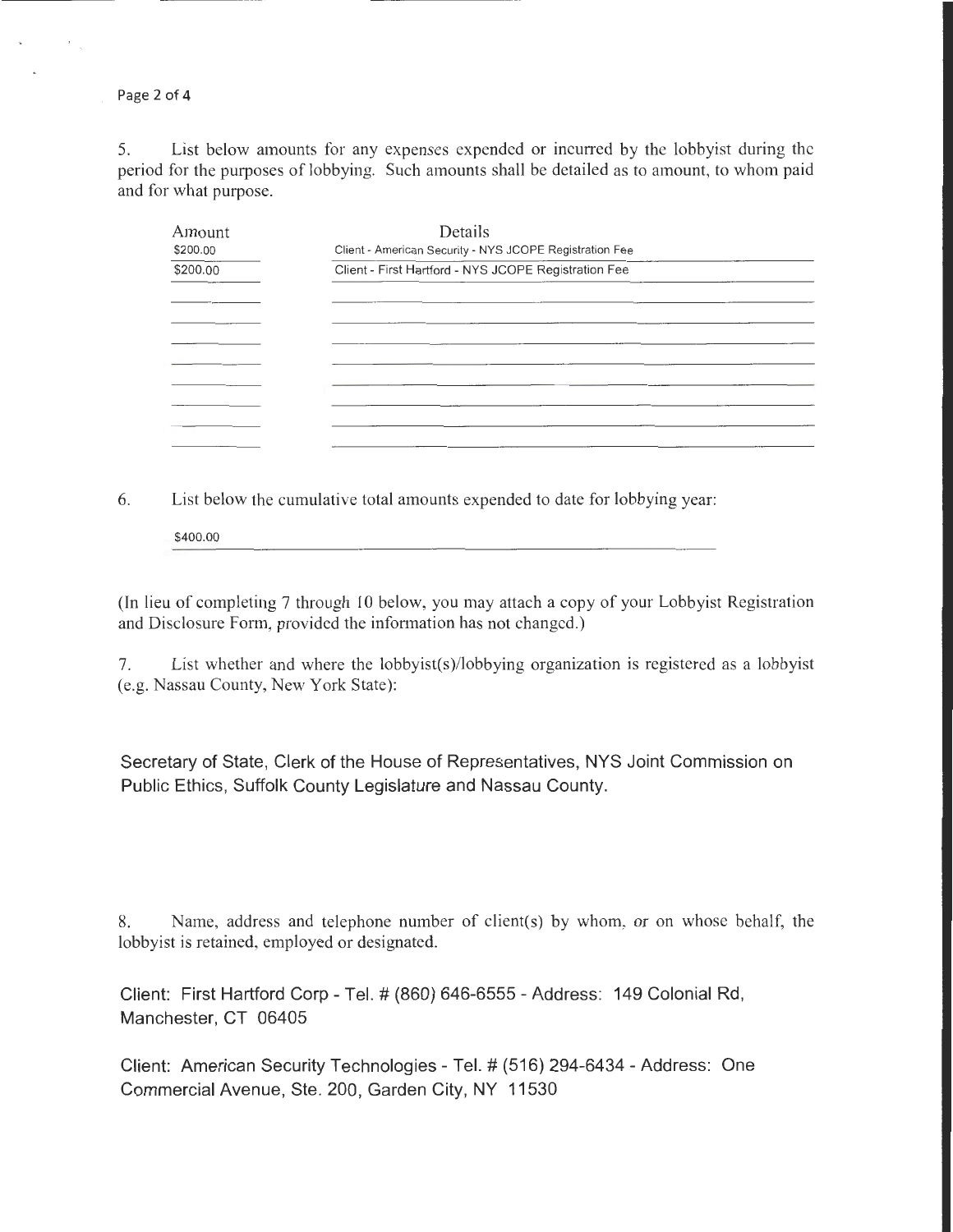5. List below amounts for any expenses expended or incurred by the lobbyist during the period for the purposes of lobbying. Such amounts shall be detailed as to amount, to whom paid and for what purpose.

| Amount | Details |
| --- | --- |
| $200.00 | Client - American Security - NYS JCOPE Registration Fee |
| $200.00 | Client - First Hartford - NYS JCOPE Registration Fee |

6. List below the cumulative total amounts expended to date for lobbying year:

$400.00

(In lieu of completing 7 through 10 below, you may attach a copy of your Lobbyist Registration and Disclosure Form, provided the information has not changed.)

7. List whether and where the lobbyist(s)/lobbying organization is registered as a lobbyist (e.g. Nassau County, New York State):

Secretary of State, Clerk of the House of Representatives, NYS Joint Commission on Public Ethics, Suffolk County Legislature and Nassau County.

8. Name, address and telephone number of client(s) by whom, or on whose behalf, the lobbyist is retained, employed or designated.

Client: First Hartford Corp - Tel. # (860) 646-6555 - Address: 149 Colonial Rd, Manchester, CT 06405

Client: American Security Technologies - Tel. # (516) 294-6434 - Address: One Commercial Avenue, Ste. 200, Garden City, NY 11530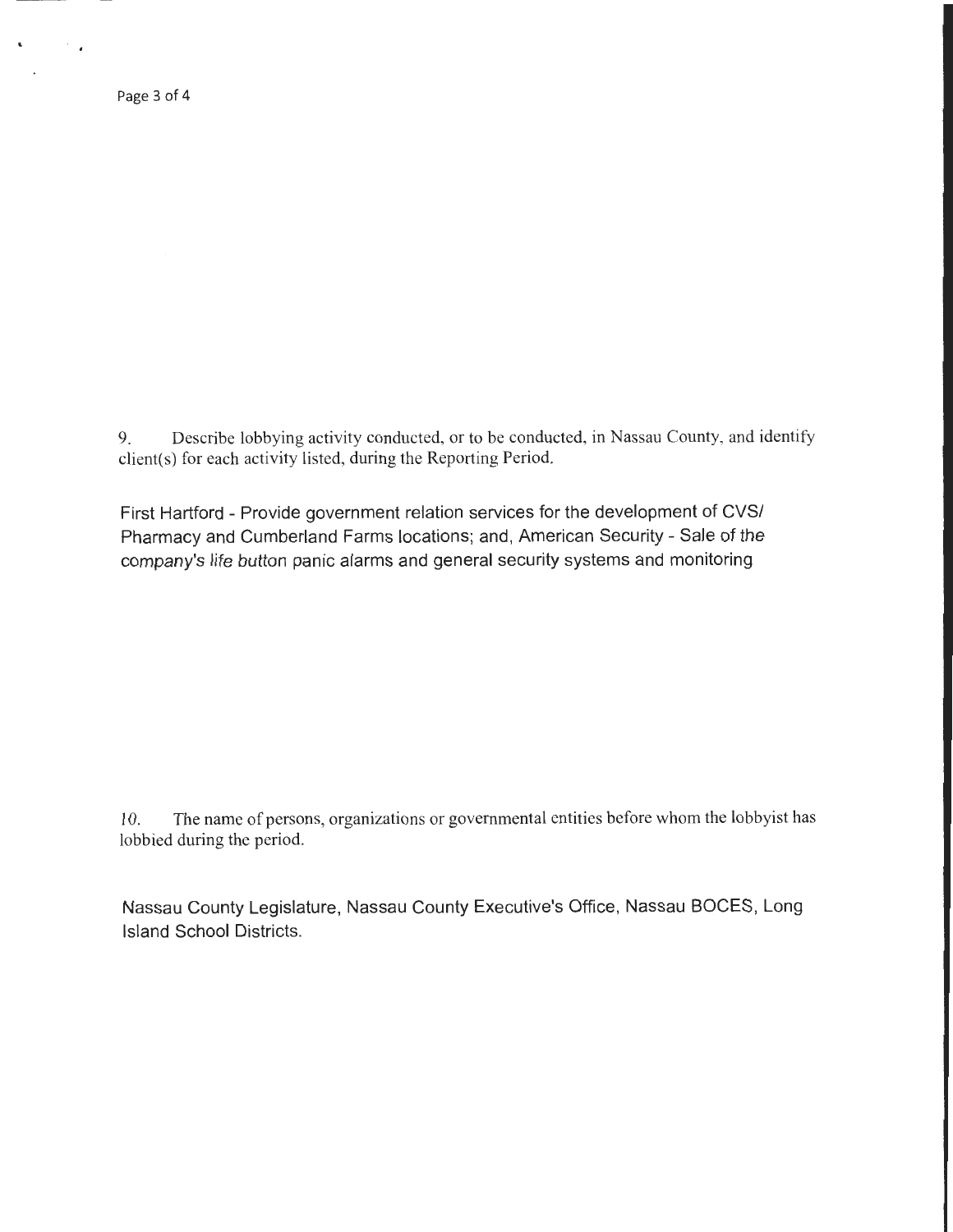9. Describe lobbying activity conducted, or to be conducted, in Nassau County, and identify client(s) for each activity listed, during the Reporting Period.

First Hartford - Provide government relation services for the development of CVS/ Pharmacy and Cumberland Farms locations; and, American Security - Sale of the company's life button panic alarms and general security systems and monitoring

10. The name of persons, organizations or governmental entities before whom the lobbyist has lobbied during the period.

Nassau County Legislature, Nassau County Executive's Office, Nassau BOCES, Long Island School Districts.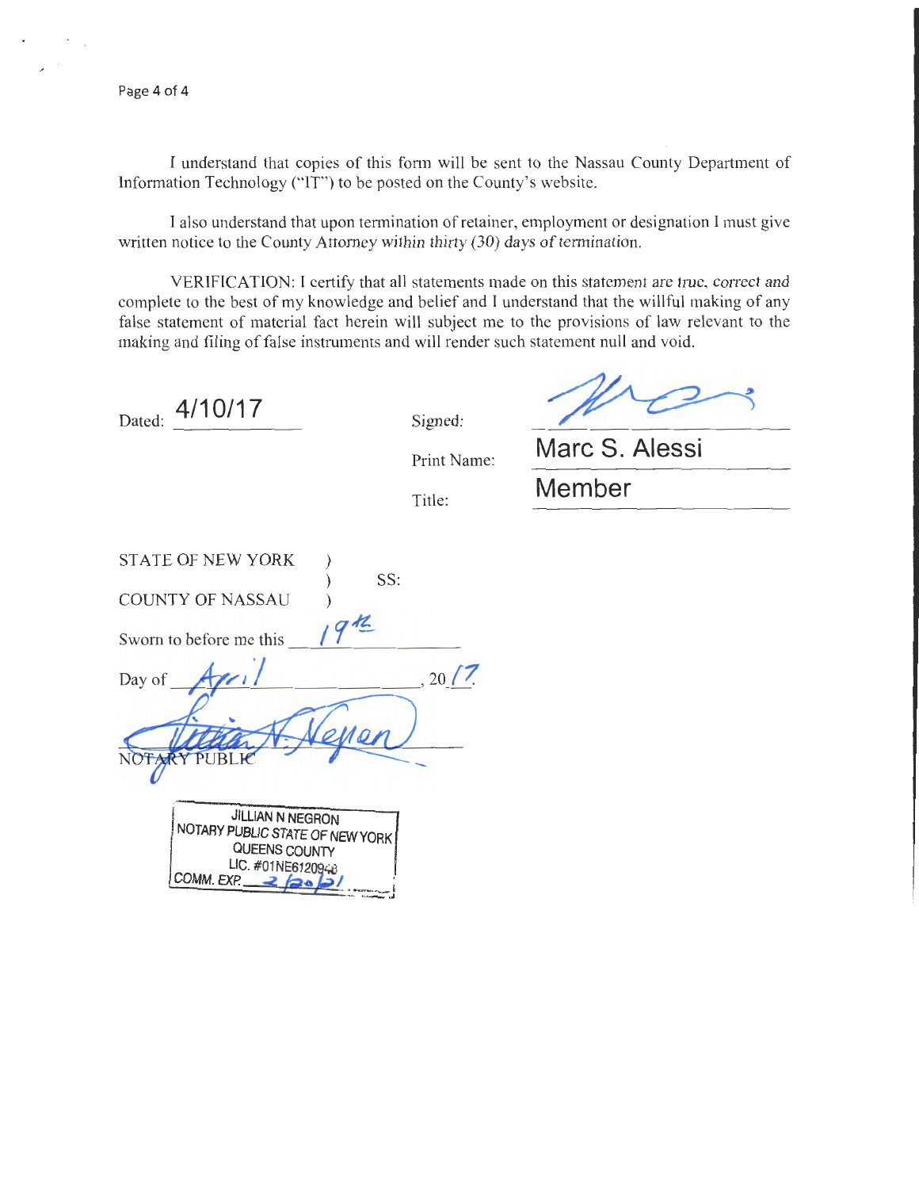I understand that copies of this form will be sent to the Nassau County Department of Information Technology ("IT") to be posted on the County's website.

I also understand that upon termination of retainer, employment or designation I must give written notice to the County Attorney within thirty (30) days of termination.

VERIFICATION: I certify that all statements made on this statement are true, correct and complete to the best of my knowledge and belief and I understand that the willful making of any false statement of material fact herein will subject me to the provisions of law relevant to the making and filing of false instruments and will render such statement null and void.

Dated: 4/10/17

Signed: 

Print Name: Marc S. Alessi

Title: Member

STATE OF NEW YORK )
) SS:
COUNTY OF NASSAU )

Sworn to before me this 19th

Day of April, 2017

NOTARY PUBLIC

JILLIAN N NEGRON
NOTARY PUBLIC STATE OF NEW YORK
QUEENS COUNTY
LIC. #01NE6120948
COMM. EXP. 2/20/21